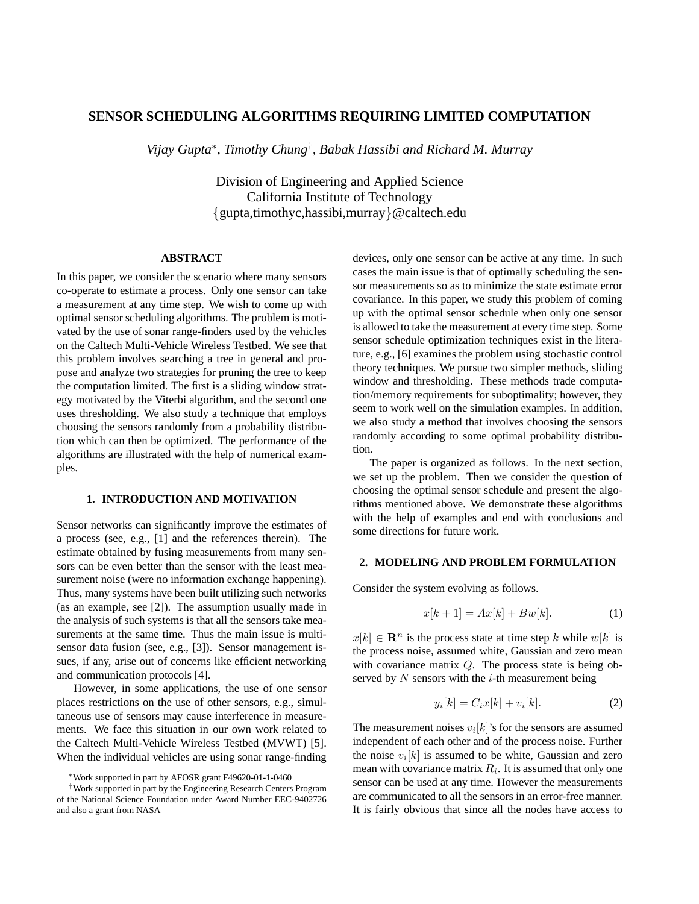# SENSOR SCHEDULING ALGORITHMS REQUIRING LIMITED COMPUTATION

*Vijay Gupta*[*], *Timothy Chung*[†], *Babak Hassibi and Richard M. Murray*

Division of Engineering and Applied Science
California Institute of Technology
{gupta,timothyc,hassibi,murray}@caltech.edu

## ABSTRACT

In this paper, we consider the scenario where many sensors co-operate to estimate a process. Only one sensor can take a measurement at any time step. We wish to come up with optimal sensor scheduling algorithms. The problem is motivated by the use of sonar range-finders used by the vehicles on the Caltech Multi-Vehicle Wireless Testbed. We see that this problem involves searching a tree in general and propose and analyze two strategies for pruning the tree to keep the computation limited. The first is a sliding window strategy motivated by the Viterbi algorithm, and the second one uses thresholding. We also study a technique that employs choosing the sensors randomly from a probability distribution which can then be optimized. The performance of the algorithms are illustrated with the help of numerical examples.

## 1. INTRODUCTION AND MOTIVATION

Sensor networks can significantly improve the estimates of a process (see, e.g., [1] and the references therein). The estimate obtained by fusing measurements from many sensors can be even better than the sensor with the least measurement noise (were no information exchange happening). Thus, many systems have been built utilizing such networks (as an example, see [2]). The assumption usually made in the analysis of such systems is that all the sensors take measurements at the same time. Thus the main issue is multi-sensor data fusion (see, e.g., [3]). Sensor management issues, if any, arise out of concerns like efficient networking and communication protocols [4].

However, in some applications, the use of one sensor places restrictions on the use of other sensors, e.g., simultaneous use of sensors may cause interference in measurements. We face this situation in our own work related to the Caltech Multi-Vehicle Wireless Testbed (MVWT) [5]. When the individual vehicles are using sonar range-finding devices, only one sensor can be active at any time. In such cases the main issue is that of optimally scheduling the sensor measurements so as to minimize the state estimate error covariance. In this paper, we study this problem of coming up with the optimal sensor schedule when only one sensor is allowed to take the measurement at every time step. Some sensor schedule optimization techniques exist in the literature, e.g., [6] examines the problem using stochastic control theory techniques. We pursue two simpler methods, sliding window and thresholding. These methods trade computation/memory requirements for suboptimality; however, they seem to work well on the simulation examples. In addition, we also study a method that involves choosing the sensors randomly according to some optimal probability distribution.

The paper is organized as follows. In the next section, we set up the problem. Then we consider the question of choosing the optimal sensor schedule and present the algorithms mentioned above. We demonstrate these algorithms with the help of examples and end with conclusions and some directions for future work.

## 2. MODELING AND PROBLEM FORMULATION

Consider the system evolving as follows.

$$x[k+1] = Ax[k] + Bw[k]. \tag{1}$$

$x[k] \in \mathbf{R}^n$ is the process state at time step $k$ while $w[k]$ is the process noise, assumed white, Gaussian and zero mean with covariance matrix $Q$. The process state is being observed by $N$ sensors with the $i$-th measurement being

$$y_i[k] = C_i x[k] + v_i[k]. \tag{2}$$

The measurement noises $v_i[k]$'s for the sensors are assumed independent of each other and of the process noise. Further the noise $v_i[k]$ is assumed to be white, Gaussian and zero mean with covariance matrix $R_i$. It is assumed that only one sensor can be used at any time. However the measurements are communicated to all the sensors in an error-free manner. It is fairly obvious that since all the nodes have access to

[*] Work supported in part by AFOSR grant F49620-01-1-0460

[†] Work supported in part by the Engineering Research Centers Program of the National Science Foundation under Award Number EEC-9402726 and also a grant from NASA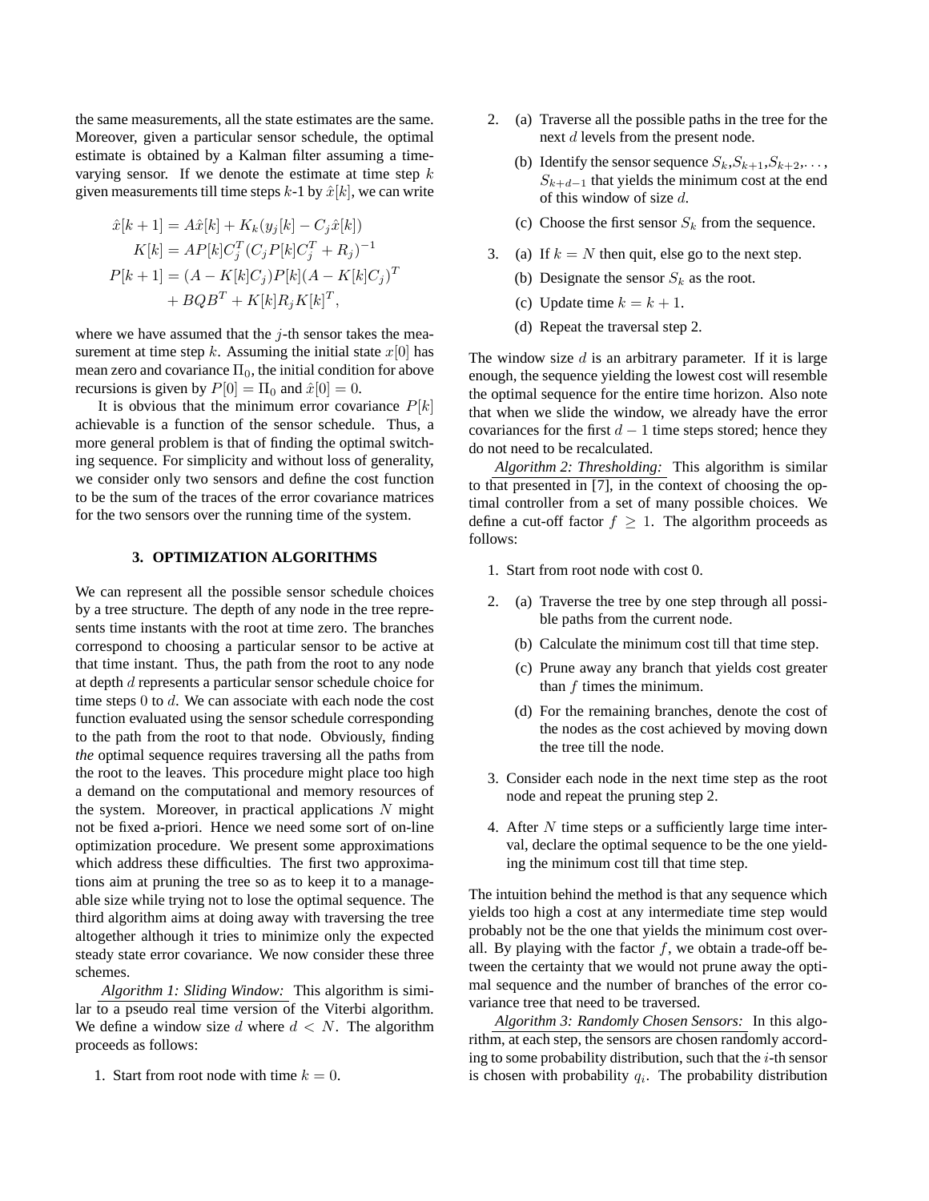the same measurements, all the state estimates are the same. Moreover, given a particular sensor schedule, the optimal estimate is obtained by a Kalman filter assuming a time-varying sensor. If we denote the estimate at time step $k$ given measurements till time steps $k$-1 by $\hat{x}[k]$, we can write

$$
\begin{aligned}
\hat{x}[k+1] &= A\hat{x}[k] + K_k(y_j[k] - C_j\hat{x}[k]) \\
K[k] &= AP[k]C_j^T(C_jP[k]C_j^T + R_j)^{-1} \\
P[k+1] &= (A - K[k]C_j)P[k](A - K[k]C_j)^T \\
&\quad + BQB^T + K[k]R_jK[k]^T,
\end{aligned}
$$

where we have assumed that the $j$-th sensor takes the measurement at time step $k$. Assuming the initial state $x[0]$ has mean zero and covariance $\Pi_0$, the initial condition for above recursions is given by $P[0] = \Pi_0$ and $\hat{x}[0] = 0$.

It is obvious that the minimum error covariance $P[k]$ achievable is a function of the sensor schedule. Thus, a more general problem is that of finding the optimal switching sequence. For simplicity and without loss of generality, we consider only two sensors and define the cost function to be the sum of the traces of the error covariance matrices for the two sensors over the running time of the system.

## 3. OPTIMIZATION ALGORITHMS

We can represent all the possible sensor schedule choices by a tree structure. The depth of any node in the tree represents time instants with the root at time zero. The branches correspond to choosing a particular sensor to be active at that time instant. Thus, the path from the root to any node at depth $d$ represents a particular sensor schedule choice for time steps 0 to $d$. We can associate with each node the cost function evaluated using the sensor schedule corresponding to the path from the root to that node. Obviously, finding *the* optimal sequence requires traversing all the paths from the root to the leaves. This procedure might place too high a demand on the computational and memory resources of the system. Moreover, in practical applications $N$ might not be fixed a-priori. Hence we need some sort of on-line optimization procedure. We present some approximations which address these difficulties. The first two approximations aim at pruning the tree so as to keep it to a manageable size while trying not to lose the optimal sequence. The third algorithm aims at doing away with traversing the tree altogether although it tries to minimize only the expected steady state error covariance. We now consider these three schemes.

*Algorithm 1: Sliding Window:* This algorithm is similar to a pseudo real time version of the Viterbi algorithm. We define a window size $d$ where $d < N$. The algorithm proceeds as follows:

1. Start from root node with time $k = 0$.
2. (a) Traverse all the possible paths in the tree for the next $d$ levels from the present node.
   (b) Identify the sensor sequence $S_k, S_{k+1}, S_{k+2}, \ldots, S_{k+d-1}$ that yields the minimum cost at the end of this window of size $d$.
   (c) Choose the first sensor $S_k$ from the sequence.
3. (a) If $k = N$ then quit, else go to the next step.
   (b) Designate the sensor $S_k$ as the root.
   (c) Update time $k = k + 1$.
   (d) Repeat the traversal step 2.

The window size $d$ is an arbitrary parameter. If it is large enough, the sequence yielding the lowest cost will resemble the optimal sequence for the entire time horizon. Also note that when we slide the window, we already have the error covariances for the first $d - 1$ time steps stored; hence they do not need to be recalculated.

*Algorithm 2: Thresholding:* This algorithm is similar to that presented in [7], in the context of choosing the optimal controller from a set of many possible choices. We define a cut-off factor $f \geq 1$. The algorithm proceeds as follows:

1. Start from root node with cost 0.
2. (a) Traverse the tree by one step through all possible paths from the current node.
   (b) Calculate the minimum cost till that time step.
   (c) Prune away any branch that yields cost greater than $f$ times the minimum.
   (d) For the remaining branches, denote the cost of the nodes as the cost achieved by moving down the tree till the node.
3. Consider each node in the next time step as the root node and repeat the pruning step 2.
4. After $N$ time steps or a sufficiently large time interval, declare the optimal sequence to be the one yielding the minimum cost till that time step.

The intuition behind the method is that any sequence which yields too high a cost at any intermediate time step would probably not be the one that yields the minimum cost overall. By playing with the factor $f$, we obtain a trade-off between the certainty that we would not prune away the optimal sequence and the number of branches of the error covariance tree that need to be traversed.

*Algorithm 3: Randomly Chosen Sensors:* In this algorithm, at each step, the sensors are chosen randomly according to some probability distribution, such that the $i$-th sensor is chosen with probability $q_i$. The probability distribution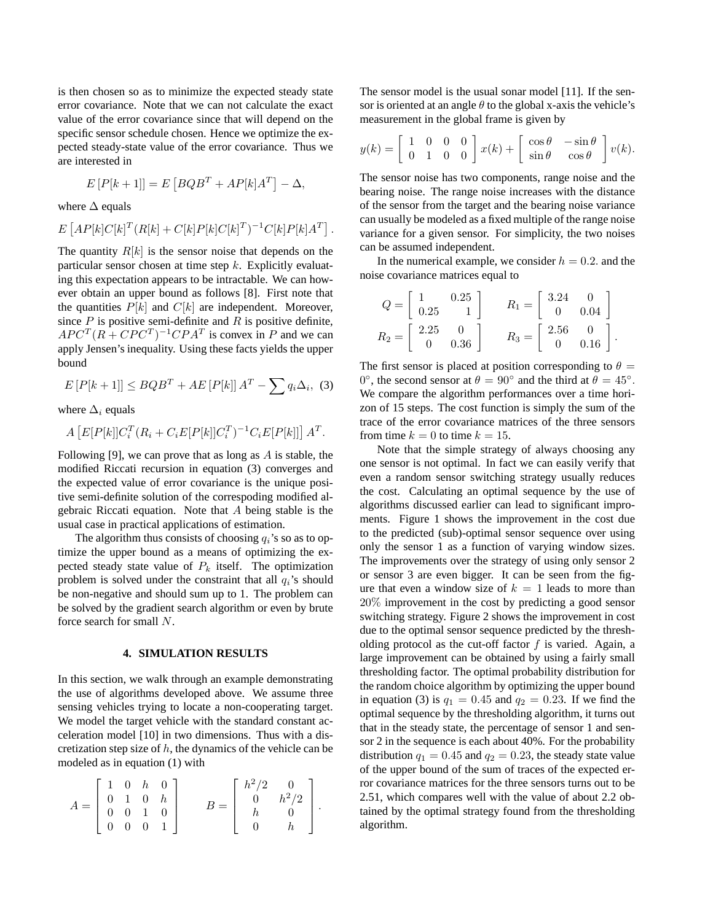is then chosen so as to minimize the expected steady state error covariance. Note that we can not calculate the exact value of the error covariance since that will depend on the specific sensor schedule chosen. Hence we optimize the expected steady-state value of the error covariance. Thus we are interested in

$$E\left[P[k+1]\right] = E\left[BQB^T + AP[k]A^T\right] - \Delta,$$

where $\Delta$ equals

$$E\left[AP[k]C[k]^T(R[k] + C[k]P[k]C[k]^T)^{-1}C[k]P[k]A^T\right].$$

The quantity $R[k]$ is the sensor noise that depends on the particular sensor chosen at time step $k$. Explicitly evaluating this expectation appears to be intractable. We can however obtain an upper bound as follows [8]. First note that the quantities $P[k]$ and $C[k]$ are independent. Moreover, since $P$ is positive semi-definite and $R$ is positive definite, $APC^T(R + CPC^T)^{-1}CPA^T$ is convex in $P$ and we can apply Jensen's inequality. Using these facts yields the upper bound

$$E\left[P[k+1]\right] \leq BQB^T + AE\left[P[k]\right]A^T - \sum q_i \Delta_i, \quad (3)$$

where $\Delta_i$ equals

$$A\left[E[P[k]]C_i^T(R_i + C_iE[P[k]]C_i^T)^{-1}C_iE[P[k]]\right]A^T.$$

Following [9], we can prove that as long as $A$ is stable, the modified Riccati recursion in equation (3) converges and the expected value of error covariance is the unique positive semi-definite solution of the correspoding modified algebraic Riccati equation. Note that $A$ being stable is the usual case in practical applications of estimation.

The algorithm thus consists of choosing $q_i$'s so as to optimize the upper bound as a means of optimizing the expected steady state value of $P_k$ itself. The optimization problem is solved under the constraint that all $q_i$'s should be non-negative and should sum up to 1. The problem can be solved by the gradient search algorithm or even by brute force search for small $N$.

## 4. SIMULATION RESULTS

In this section, we walk through an example demonstrating the use of algorithms developed above. We assume three sensing vehicles trying to locate a non-cooperating target. We model the target vehicle with the standard constant acceleration model [10] in two dimensions. Thus with a discretization step size of $h$, the dynamics of the vehicle can be modeled as in equation (1) with

$$A = \begin{bmatrix} 1 & 0 & h & 0 \\ 0 & 1 & 0 & h \\ 0 & 0 & 1 & 0 \\ 0 & 0 & 0 & 1 \end{bmatrix} \qquad B = \begin{bmatrix} h^2/2 & 0 \\ 0 & h^2/2 \\ h & 0 \\ 0 & h \end{bmatrix}.$$

The sensor model is the usual sonar model [11]. If the sensor is oriented at an angle $\theta$ to the global x-axis the vehicle's measurement in the global frame is given by

$$y(k) = \begin{bmatrix} 1 & 0 & 0 & 0 \\ 0 & 1 & 0 & 0 \end{bmatrix} x(k) + \begin{bmatrix} \cos\theta & -\sin\theta \\ \sin\theta & \cos\theta \end{bmatrix} v(k).$$

The sensor noise has two components, range noise and the bearing noise. The range noise increases with the distance of the sensor from the target and the bearing noise variance can usually be modeled as a fixed multiple of the range noise variance for a given sensor. For simplicity, the two noises can be assumed independent.

In the numerical example, we consider $h = 0.2$. and the noise covariance matrices equal to

$$Q = \begin{bmatrix} 1 & 0.25 \\ 0.25 & 1 \end{bmatrix} \qquad R_1 = \begin{bmatrix} 3.24 & 0 \\ 0 & 0.04 \end{bmatrix}$$
$$R_2 = \begin{bmatrix} 2.25 & 0 \\ 0 & 0.36 \end{bmatrix} \qquad R_3 = \begin{bmatrix} 2.56 & 0 \\ 0 & 0.16 \end{bmatrix}.$$

The first sensor is placed at position corresponding to $\theta = 0^\circ$, the second sensor at $\theta = 90^\circ$ and the third at $\theta = 45^\circ$. We compare the algorithm performances over a time horizon of 15 steps. The cost function is simply the sum of the trace of the error covariance matrices of the three sensors from time $k = 0$ to time $k = 15$.

Note that the simple strategy of always choosing any one sensor is not optimal. In fact we can easily verify that even a random sensor switching strategy usually reduces the cost. Calculating an optimal sequence by the use of algorithms discussed earlier can lead to significant improvements. Figure 1 shows the improvement in the cost due to the predicted (sub)-optimal sensor sequence over using only the sensor 1 as a function of varying window sizes. The improvements over the strategy of using only sensor 2 or sensor 3 are even bigger. It can be seen from the figure that even a window size of $k = 1$ leads to more than $20\%$ improvement in the cost by predicting a good sensor switching strategy. Figure 2 shows the improvement in cost due to the optimal sensor sequence predicted by the thresholding protocol as the cut-off factor $f$ is varied. Again, a large improvement can be obtained by using a fairly small thresholding factor. The optimal probability distribution for the random choice algorithm by optimizing the upper bound in equation (3) is $q_1 = 0.45$ and $q_2 = 0.23$. If we find the optimal sequence by the thresholding algorithm, it turns out that in the steady state, the percentage of sensor 1 and sensor 2 in the sequence is each about 40%. For the probability distribution $q_1 = 0.45$ and $q_2 = 0.23$, the steady state value of the upper bound of the sum of traces of the expected error covariance matrices for the three sensors turns out to be 2.51, which compares well with the value of about 2.2 obtained by the optimal strategy found from the thresholding algorithm.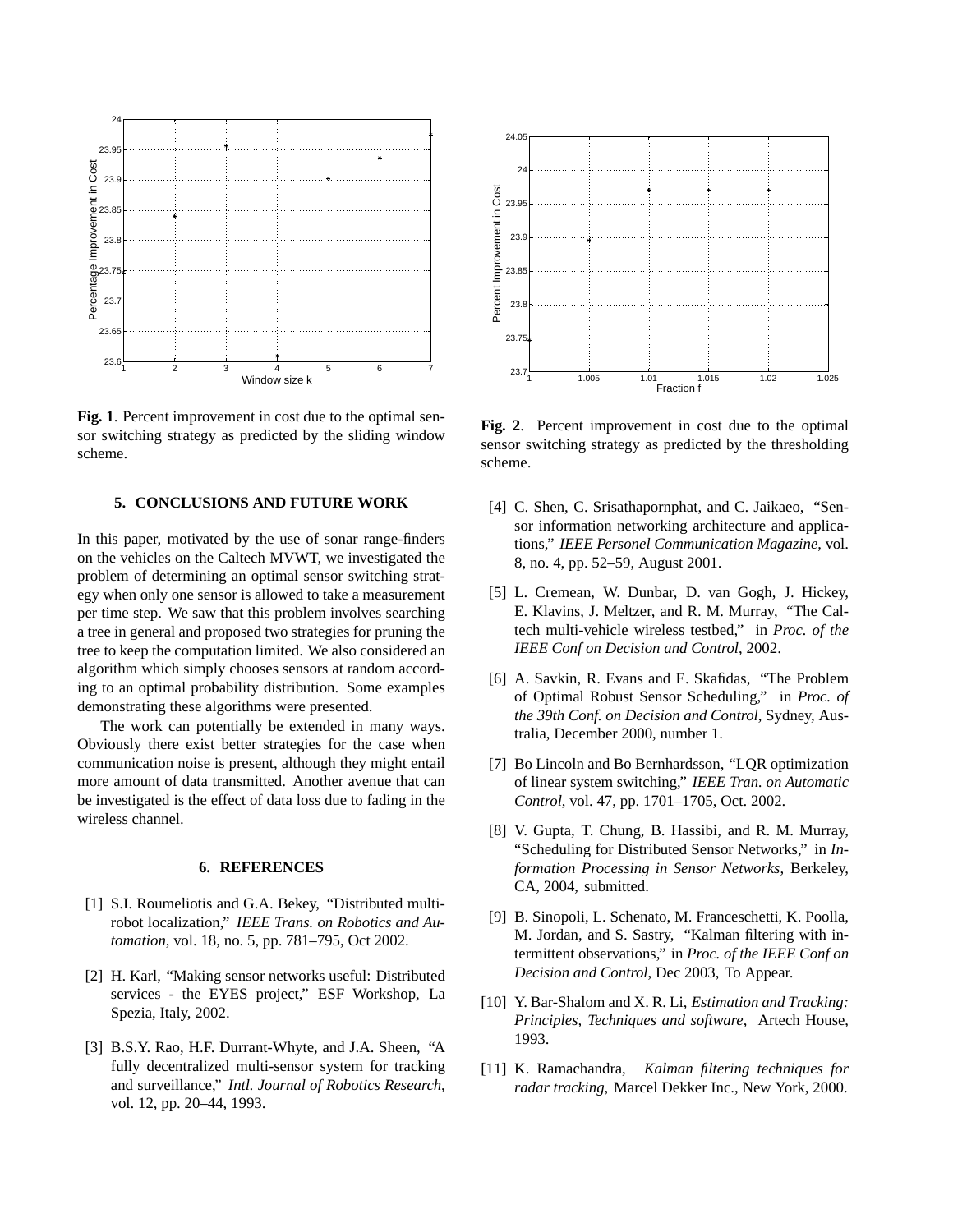24
23.95
23.9
23.85
23.8
23.75
23.7
23.65
23.6
1 2 3 4 5 6 7
Window size k
Percentage Improvement in Cost

**Fig. 1**. Percent improvement in cost due to the optimal sensor switching strategy as predicted by the sliding window scheme.

24.05
24
23.95
23.9
23.85
23.8
23.75
23.7
1 1.005 1.01 1.015 1.02 1.025
Fraction f
Percent Improvement in Cost

**Fig. 2**. Percent improvement in cost due to the optimal sensor switching strategy as predicted by the thresholding scheme.

## 5. CONCLUSIONS AND FUTURE WORK

In this paper, motivated by the use of sonar range-finders on the vehicles on the Caltech MVWT, we investigated the problem of determining an optimal sensor switching strategy when only one sensor is allowed to take a measurement per time step. We saw that this problem involves searching a tree in general and proposed two strategies for pruning the tree to keep the computation limited. We also considered an algorithm which simply chooses sensors at random according to an optimal probability distribution. Some examples demonstrating these algorithms were presented.

The work can potentially be extended in many ways. Obviously there exist better strategies for the case when communication noise is present, although they might entail more amount of data transmitted. Another avenue that can be investigated is the effect of data loss due to fading in the wireless channel.

## 6. REFERENCES

[1] S.I. Roumeliotis and G.A. Bekey, "Distributed multirobot localization," *IEEE Trans. on Robotics and Automation*, vol. 18, no. 5, pp. 781–795, Oct 2002.

[2] H. Karl, "Making sensor networks useful: Distributed services - the EYES project," ESF Workshop, La Spezia, Italy, 2002.

[3] B.S.Y. Rao, H.F. Durrant-Whyte, and J.A. Sheen, "A fully decentralized multi-sensor system for tracking and surveillance," *Intl. Journal of Robotics Research*, vol. 12, pp. 20–44, 1993.

[4] C. Shen, C. Srisathapornphat, and C. Jaikaeo, "Sensor information networking architecture and applications," *IEEE Personel Communication Magazine*, vol. 8, no. 4, pp. 52–59, August 2001.

[5] L. Cremean, W. Dunbar, D. van Gogh, J. Hickey, E. Klavins, J. Meltzer, and R. M. Murray, "The Caltech multi-vehicle wireless testbed," in *Proc. of the IEEE Conf on Decision and Control*, 2002.

[6] A. Savkin, R. Evans and E. Skafidas, "The Problem of Optimal Robust Sensor Scheduling," in *Proc. of the 39th Conf. on Decision and Control*, Sydney, Australia, December 2000, number 1.

[7] Bo Lincoln and Bo Bernhardsson, "LQR optimization of linear system switching," *IEEE Tran. on Automatic Control*, vol. 47, pp. 1701–1705, Oct. 2002.

[8] V. Gupta, T. Chung, B. Hassibi, and R. M. Murray, "Scheduling for Distributed Sensor Networks," in *Information Processing in Sensor Networks*, Berkeley, CA, 2004, submitted.

[9] B. Sinopoli, L. Schenato, M. Franceschetti, K. Poolla, M. Jordan, and S. Sastry, "Kalman filtering with intermittent observations," in *Proc. of the IEEE Conf on Decision and Control*, Dec 2003, To Appear.

[10] Y. Bar-Shalom and X. R. Li, *Estimation and Tracking: Principles, Techniques and software*, Artech House, 1993.

[11] K. Ramachandra, *Kalman filtering techniques for radar tracking*, Marcel Dekker Inc., New York, 2000.